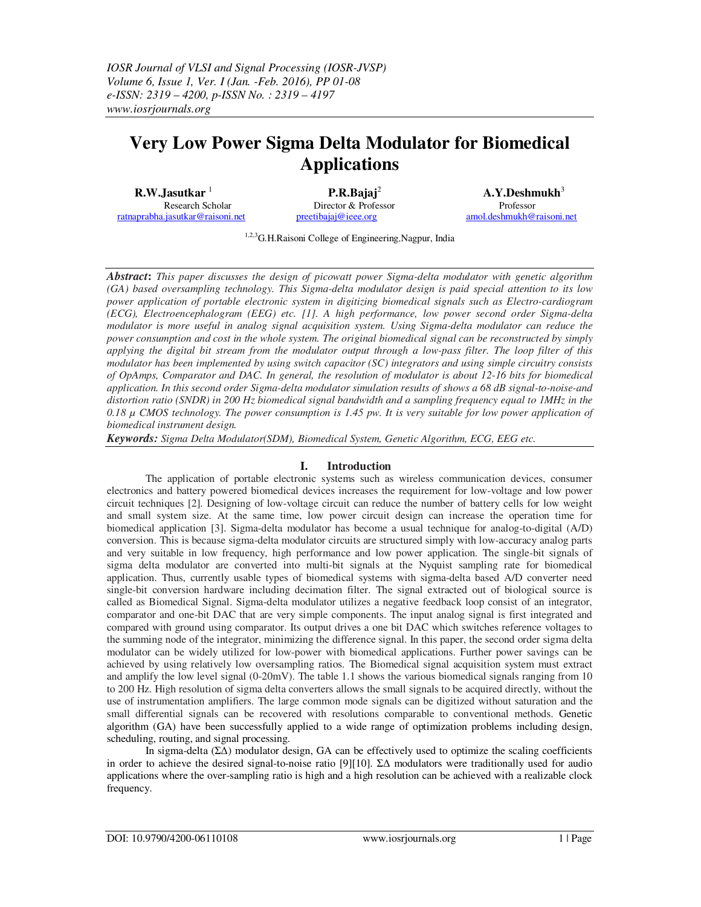# Very Low Power Sigma Delta Modulator for Biomedical Applications

**R.W.Jasutkar** [1]
Research Scholar
ratnaprabha.jasutkar@raisoni.net

**P.R.Bajaj**[2]
Director & Professor
preetibajaj@ieee.org

**A.Y.Deshmukh**[3]
Professor
amol.deshmukh@raisoni.net

[1,2,3]G.H.Raisoni College of Engineering,Nagpur, India

***Abstract*:** *This paper discusses the design of picowatt power Sigma-delta modulator with genetic algorithm (GA) based oversampling technology. This Sigma-delta modulator design is paid special attention to its low power application of portable electronic system in digitizing biomedical signals such as Electro-cardiogram (ECG), Electroencephalogram (EEG) etc. [1]. A high performance, low power second order Sigma-delta modulator is more useful in analog signal acquisition system. Using Sigma-delta modulator can reduce the power consumption and cost in the whole system. The original biomedical signal can be reconstructed by simply applying the digital bit stream from the modulator output through a low-pass filter. The loop filter of this modulator has been implemented by using switch capacitor (SC) integrators and using simple circuitry consists of OpAmps, Comparator and DAC. In general, the resolution of modulator is about 12-16 bits for biomedical application. In this second order Sigma-delta modulator simulation results of shows a 68 dB signal-to-noise-and distortion ratio (SNDR) in 200 Hz biomedical signal bandwidth and a sampling frequency equal to 1MHz in the 0.18 µ CMOS technology. The power consumption is 1.45 pw. It is very suitable for low power application of biomedical instrument design.*

***Keywords:*** *Sigma Delta Modulator(SDM), Biomedical System, Genetic Algorithm, ECG, EEG etc.*

## I. Introduction

The application of portable electronic systems such as wireless communication devices, consumer electronics and battery powered biomedical devices increases the requirement for low-voltage and low power circuit techniques [2]. Designing of low-voltage circuit can reduce the number of battery cells for low weight and small system size. At the same time, low power circuit design can increase the operation time for biomedical application [3]. Sigma-delta modulator has become a usual technique for analog-to-digital (A/D) conversion. This is because sigma-delta modulator circuits are structured simply with low-accuracy analog parts and very suitable in low frequency, high performance and low power application. The single-bit signals of sigma delta modulator are converted into multi-bit signals at the Nyquist sampling rate for biomedical application. Thus, currently usable types of biomedical systems with sigma-delta based A/D converter need single-bit conversion hardware including decimation filter. The signal extracted out of biological source is called as Biomedical Signal. Sigma-delta modulator utilizes a negative feedback loop consist of an integrator, comparator and one-bit DAC that are very simple components. The input analog signal is first integrated and compared with ground using comparator. Its output drives a one bit DAC which switches reference voltages to the summing node of the integrator, minimizing the difference signal. In this paper, the second order sigma delta modulator can be widely utilized for low-power with biomedical applications. Further power savings can be achieved by using relatively low oversampling ratios. The Biomedical signal acquisition system must extract and amplify the low level signal (0-20mV). The table 1.1 shows the various biomedical signals ranging from 10 to 200 Hz. High resolution of sigma delta converters allows the small signals to be acquired directly, without the use of instrumentation amplifiers. The large common mode signals can be digitized without saturation and the small differential signals can be recovered with resolutions comparable to conventional methods. Genetic algorithm (GA) have been successfully applied to a wide range of optimization problems including design, scheduling, routing, and signal processing.

In sigma-delta (ΣΔ) modulator design, GA can be effectively used to optimize the scaling coefficients in order to achieve the desired signal-to-noise ratio [9][10]. ΣΔ modulators were traditionally used for audio applications where the over-sampling ratio is high and a high resolution can be achieved with a realizable clock frequency.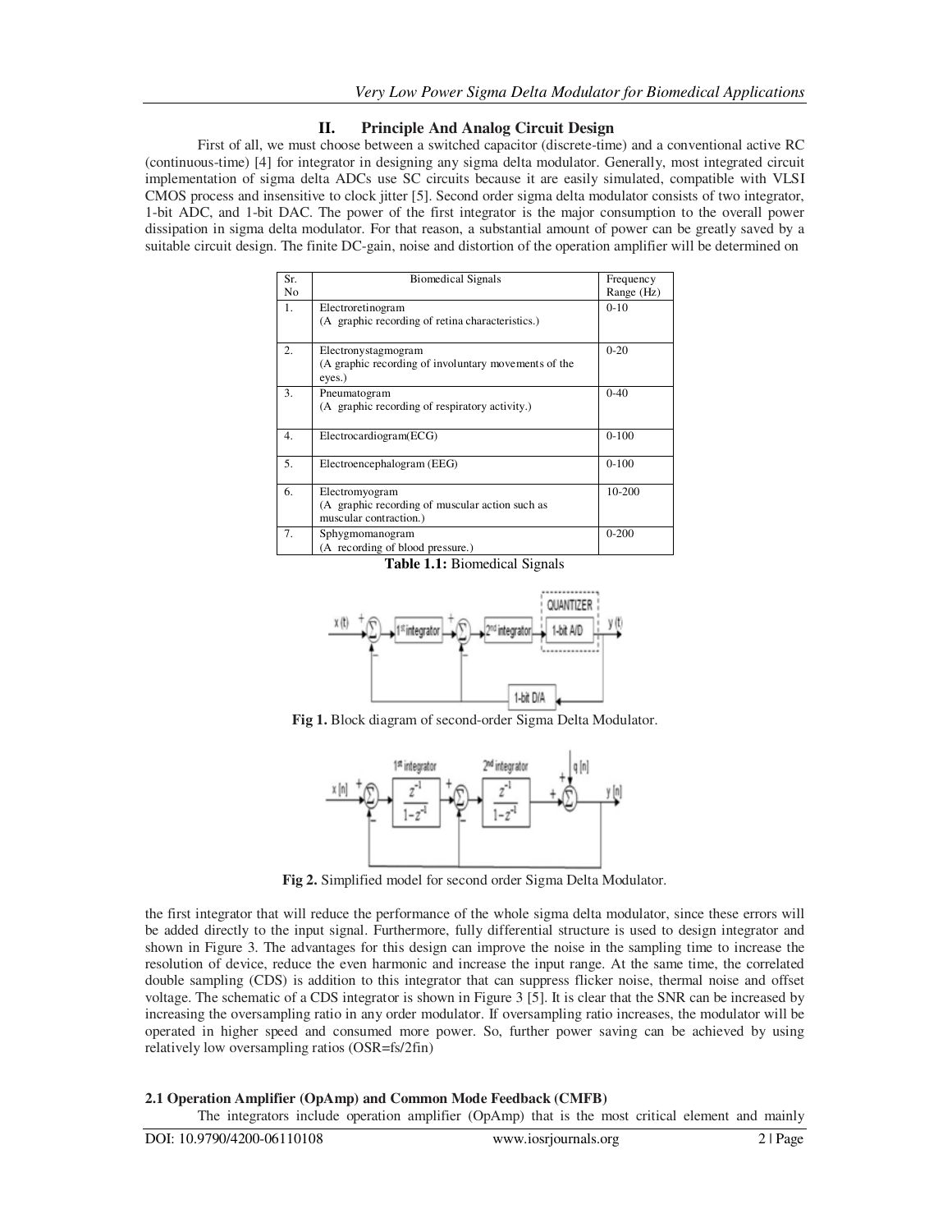## II. Principle And Analog Circuit Design

First of all, we must choose between a switched capacitor (discrete-time) and a conventional active RC (continuous-time) [4] for integrator in designing any sigma delta modulator. Generally, most integrated circuit implementation of sigma delta ADCs use SC circuits because it are easily simulated, compatible with VLSI CMOS process and insensitive to clock jitter [5]. Second order sigma delta modulator consists of two integrator, 1-bit ADC, and 1-bit DAC. The power of the first integrator is the major consumption to the overall power dissipation in sigma delta modulator. For that reason, a substantial amount of power can be greatly saved by a suitable circuit design. The finite DC-gain, noise and distortion of the operation amplifier will be determined on

| Sr. No | Biomedical Signals | Frequency Range (Hz) |
|---|---|---|
| 1. | Electroretinogram<br>(A graphic recording of retina characteristics.) | 0-10 |
| 2. | Electronystagmogram<br>(A graphic recording of involuntary movements of the eyes.) | 0-20 |
| 3. | Pneumatogram<br>(A graphic recording of respiratory activity.) | 0-40 |
| 4. | Electrocardiogram(ECG) | 0-100 |
| 5. | Electroencephalogram (EEG) | 0-100 |
| 6. | Electromyogram<br>(A graphic recording of muscular action such as muscular contraction.) | 10-200 |
| 7. | Sphygmomanogram<br>(A recording of blood pressure.) | 0-200 |

**Table 1.1:** Biomedical Signals

**Fig 1.** Block diagram of second-order Sigma Delta Modulator.

**Fig 2.** Simplified model for second order Sigma Delta Modulator.

the first integrator that will reduce the performance of the whole sigma delta modulator, since these errors will be added directly to the input signal. Furthermore, fully differential structure is used to design integrator and shown in Figure 3. The advantages for this design can improve the noise in the sampling time to increase the resolution of device, reduce the even harmonic and increase the input range. At the same time, the correlated double sampling (CDS) is addition to this integrator that can suppress flicker noise, thermal noise and offset voltage. The schematic of a CDS integrator is shown in Figure 3 [5]. It is clear that the SNR can be increased by increasing the oversampling ratio in any order modulator. If oversampling ratio increases, the modulator will be operated in higher speed and consumed more power. So, further power saving can be achieved by using relatively low oversampling ratios (OSR=fs/2fin)

### 2.1 Operation Amplifier (OpAmp) and Common Mode Feedback (CMFB)

The integrators include operation amplifier (OpAmp) that is the most critical element and mainly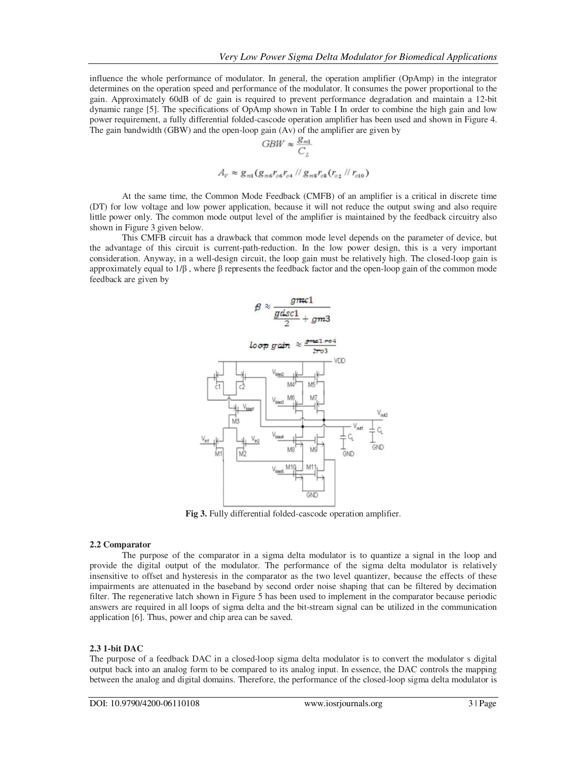influence the whole performance of modulator. In general, the operation amplifier (OpAmp) in the integrator determines on the operation speed and performance of the modulator. It consumes the power proportional to the gain. Approximately 60dB of dc gain is required to prevent performance degradation and maintain a 12-bit dynamic range [5]. The specifications of OpAmp shown in Table I In order to combine the high gain and low power requirement, a fully differential folded-cascode operation amplifier has been used and shown in Figure 4. The gain bandwidth (GBW) and the open-loop gain (Av) of the amplifier are given by

$$GBW \approx \frac{g_{m1}}{C_L}$$

$$A_V \approx g_{m1}(g_{m6}r_{o6}r_{o4} \,//\, g_{m8}r_{o8}(r_{o2} \,//\, r_{o10})$$

At the same time, the Common Mode Feedback (CMFB) of an amplifier is a critical in discrete time (DT) for low voltage and low power application, because it will not reduce the output swing and also require little power only. The common mode output level of the amplifier is maintained by the feedback circuitry also shown in Figure 3 given below.

This CMFB circuit has a drawback that common mode level depends on the parameter of device, but the advantage of this circuit is current-path-reduction. In the low power design, this is a very important consideration. Anyway, in a well-design circuit, the loop gain must be relatively high. The closed-loop gain is approximately equal to 1/β , where β represents the feedback factor and the open-loop gain of the common mode feedback are given by

$$\beta \approx \frac{gmc1}{\frac{gdsc1}{2} + gm3}$$

$$loop\ gain \approx \frac{gmc1\ ro4}{2ro3}$$

**Fig 3.** Fully differential folded-cascode operation amplifier.

### 2.2 Comparator

The purpose of the comparator in a sigma delta modulator is to quantize a signal in the loop and provide the digital output of the modulator. The performance of the sigma delta modulator is relatively insensitive to offset and hysteresis in the comparator as the two level quantizer, because the effects of these impairments are attenuated in the baseband by second order noise shaping that can be filtered by decimation filter. The regenerative latch shown in Figure 5 has been used to implement in the comparator because periodic answers are required in all loops of sigma delta and the bit-stream signal can be utilized in the communication application [6]. Thus, power and chip area can be saved.

### 2.3 1-bit DAC

The purpose of a feedback DAC in a closed-loop sigma delta modulator is to convert the modulator s digital output back into an analog form to be compared to its analog input. In essence, the DAC controls the mapping between the analog and digital domains. Therefore, the performance of the closed-loop sigma delta modulator is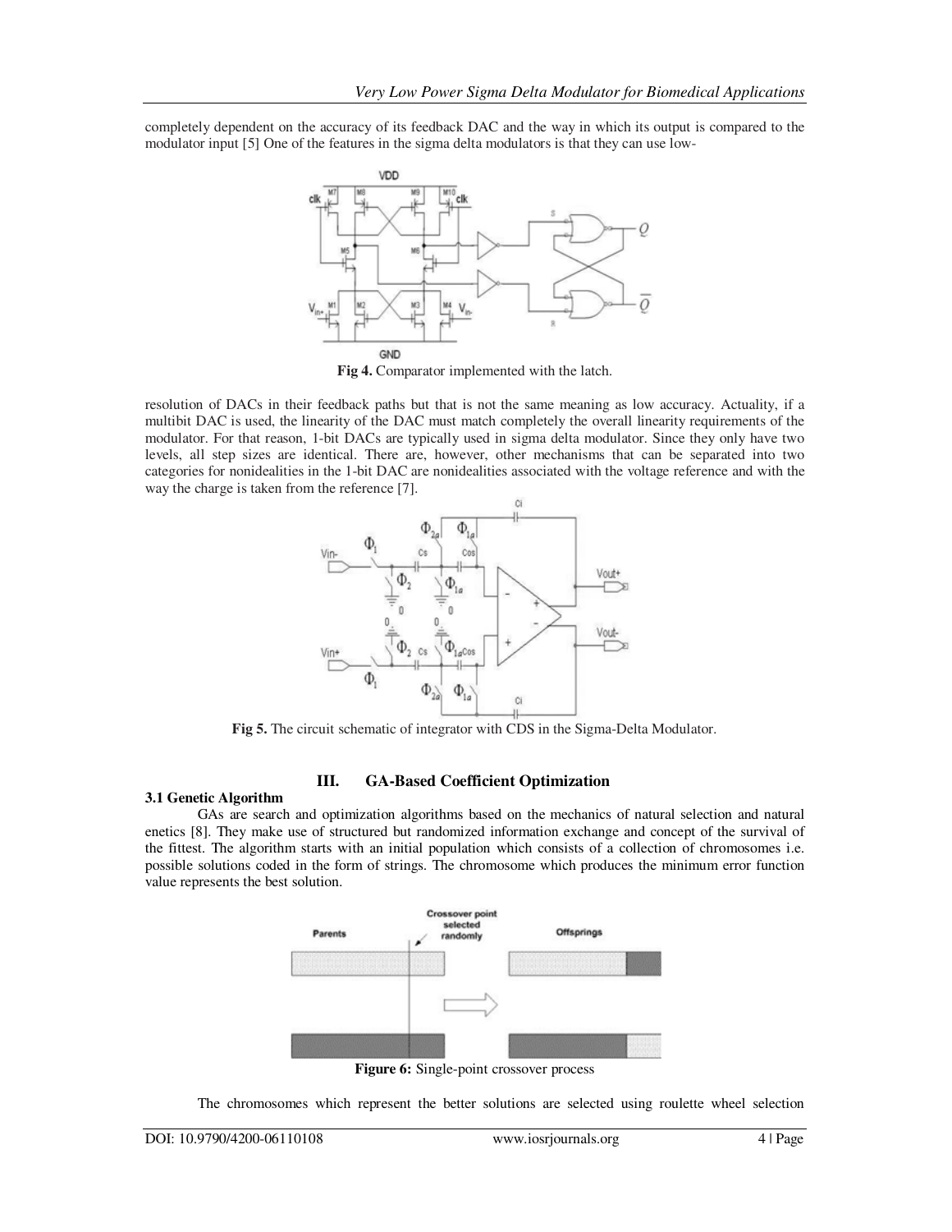completely dependent on the accuracy of its feedback DAC and the way in which its output is compared to the modulator input [5] One of the features in the sigma delta modulators is that they can use low-

**Fig 4.** Comparator implemented with the latch.

resolution of DACs in their feedback paths but that is not the same meaning as low accuracy. Actuality, if a multibit DAC is used, the linearity of the DAC must match completely the overall linearity requirements of the modulator. For that reason, 1-bit DACs are typically used in sigma delta modulator. Since they only have two levels, all step sizes are identical. There are, however, other mechanisms that can be separated into two categories for nonidealities in the 1-bit DAC are nonidealities associated with the voltage reference and with the way the charge is taken from the reference [7].

**Fig 5.** The circuit schematic of integrator with CDS in the Sigma-Delta Modulator.

## III. GA-Based Coefficient Optimization

### 3.1 Genetic Algorithm

GAs are search and optimization algorithms based on the mechanics of natural selection and natural enetics [8]. They make use of structured but randomized information exchange and concept of the survival of the fittest. The algorithm starts with an initial population which consists of a collection of chromosomes i.e. possible solutions coded in the form of strings. The chromosome which produces the minimum error function value represents the best solution.

**Figure 6:** Single-point crossover process

The chromosomes which represent the better solutions are selected using roulette wheel selection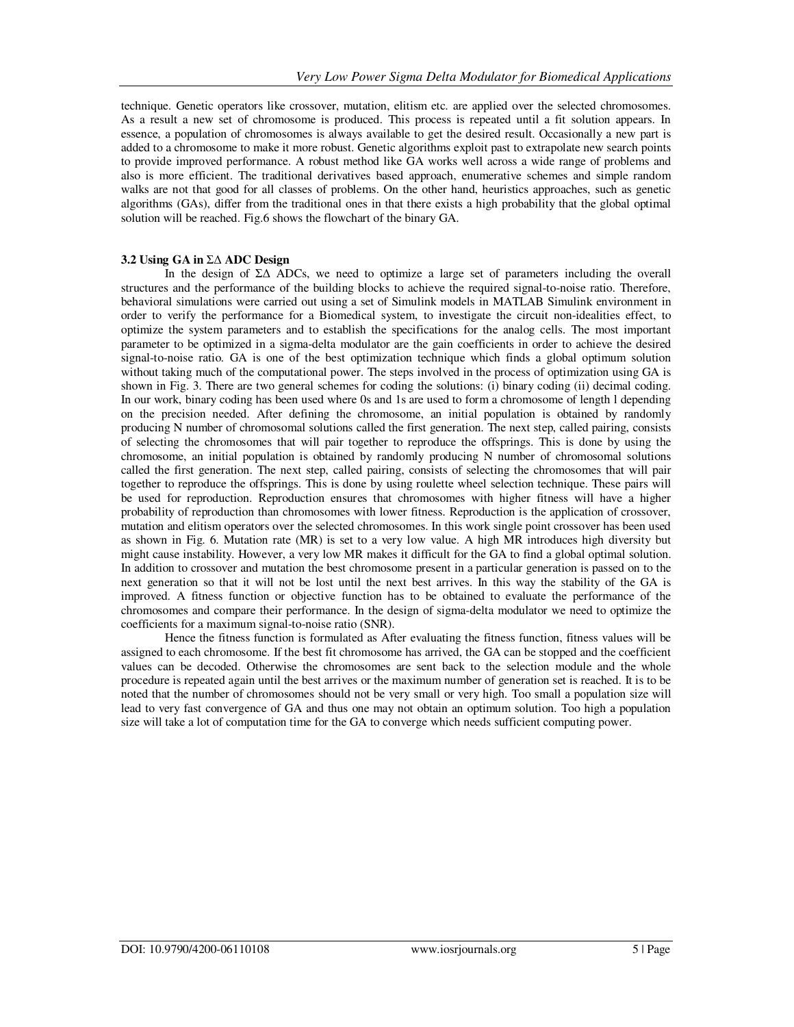technique. Genetic operators like crossover, mutation, elitism etc. are applied over the selected chromosomes. As a result a new set of chromosome is produced. This process is repeated until a fit solution appears. In essence, a population of chromosomes is always available to get the desired result. Occasionally a new part is added to a chromosome to make it more robust. Genetic algorithms exploit past to extrapolate new search points to provide improved performance. A robust method like GA works well across a wide range of problems and also is more efficient. The traditional derivatives based approach, enumerative schemes and simple random walks are not that good for all classes of problems. On the other hand, heuristics approaches, such as genetic algorithms (GAs), differ from the traditional ones in that there exists a high probability that the global optimal solution will be reached. Fig.6 shows the flowchart of the binary GA.

### 3.2 Using GA in ΣΔ ADC Design

In the design of ΣΔ ADCs, we need to optimize a large set of parameters including the overall structures and the performance of the building blocks to achieve the required signal-to-noise ratio. Therefore, behavioral simulations were carried out using a set of Simulink models in MATLAB Simulink environment in order to verify the performance for a Biomedical system, to investigate the circuit non-idealities effect, to optimize the system parameters and to establish the specifications for the analog cells. The most important parameter to be optimized in a sigma-delta modulator are the gain coefficients in order to achieve the desired signal-to-noise ratio. GA is one of the best optimization technique which finds a global optimum solution without taking much of the computational power. The steps involved in the process of optimization using GA is shown in Fig. 3. There are two general schemes for coding the solutions: (i) binary coding (ii) decimal coding. In our work, binary coding has been used where 0s and 1s are used to form a chromosome of length l depending on the precision needed. After defining the chromosome, an initial population is obtained by randomly producing N number of chromosomal solutions called the first generation. The next step, called pairing, consists of selecting the chromosomes that will pair together to reproduce the offsprings. This is done by using the chromosome, an initial population is obtained by randomly producing N number of chromosomal solutions called the first generation. The next step, called pairing, consists of selecting the chromosomes that will pair together to reproduce the offsprings. This is done by using roulette wheel selection technique. These pairs will be used for reproduction. Reproduction ensures that chromosomes with higher fitness will have a higher probability of reproduction than chromosomes with lower fitness. Reproduction is the application of crossover, mutation and elitism operators over the selected chromosomes. In this work single point crossover has been used as shown in Fig. 6. Mutation rate (MR) is set to a very low value. A high MR introduces high diversity but might cause instability. However, a very low MR makes it difficult for the GA to find a global optimal solution. In addition to crossover and mutation the best chromosome present in a particular generation is passed on to the next generation so that it will not be lost until the next best arrives. In this way the stability of the GA is improved. A fitness function or objective function has to be obtained to evaluate the performance of the chromosomes and compare their performance. In the design of sigma-delta modulator we need to optimize the coefficients for a maximum signal-to-noise ratio (SNR).

Hence the fitness function is formulated as After evaluating the fitness function, fitness values will be assigned to each chromosome. If the best fit chromosome has arrived, the GA can be stopped and the coefficient values can be decoded. Otherwise the chromosomes are sent back to the selection module and the whole procedure is repeated again until the best arrives or the maximum number of generation set is reached. It is to be noted that the number of chromosomes should not be very small or very high. Too small a population size will lead to very fast convergence of GA and thus one may not obtain an optimum solution. Too high a population size will take a lot of computation time for the GA to converge which needs sufficient computing power.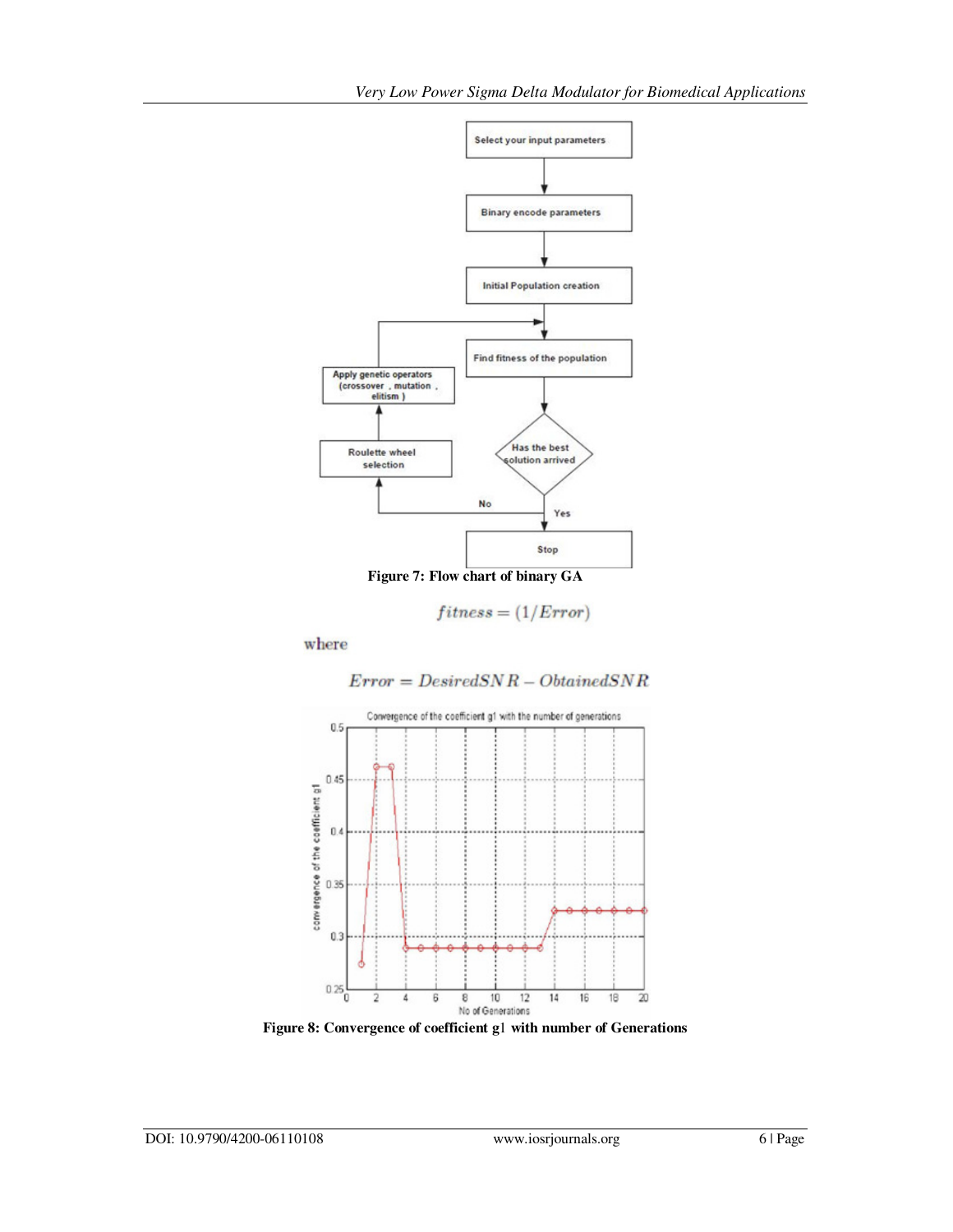**Figure 7: Flow chart of binary GA**

$$fitness = (1/Error)$$

where

$$Error = DesiredSNR - ObtainedSNR$$

**Figure 8: Convergence of coefficient g1 with number of Generations**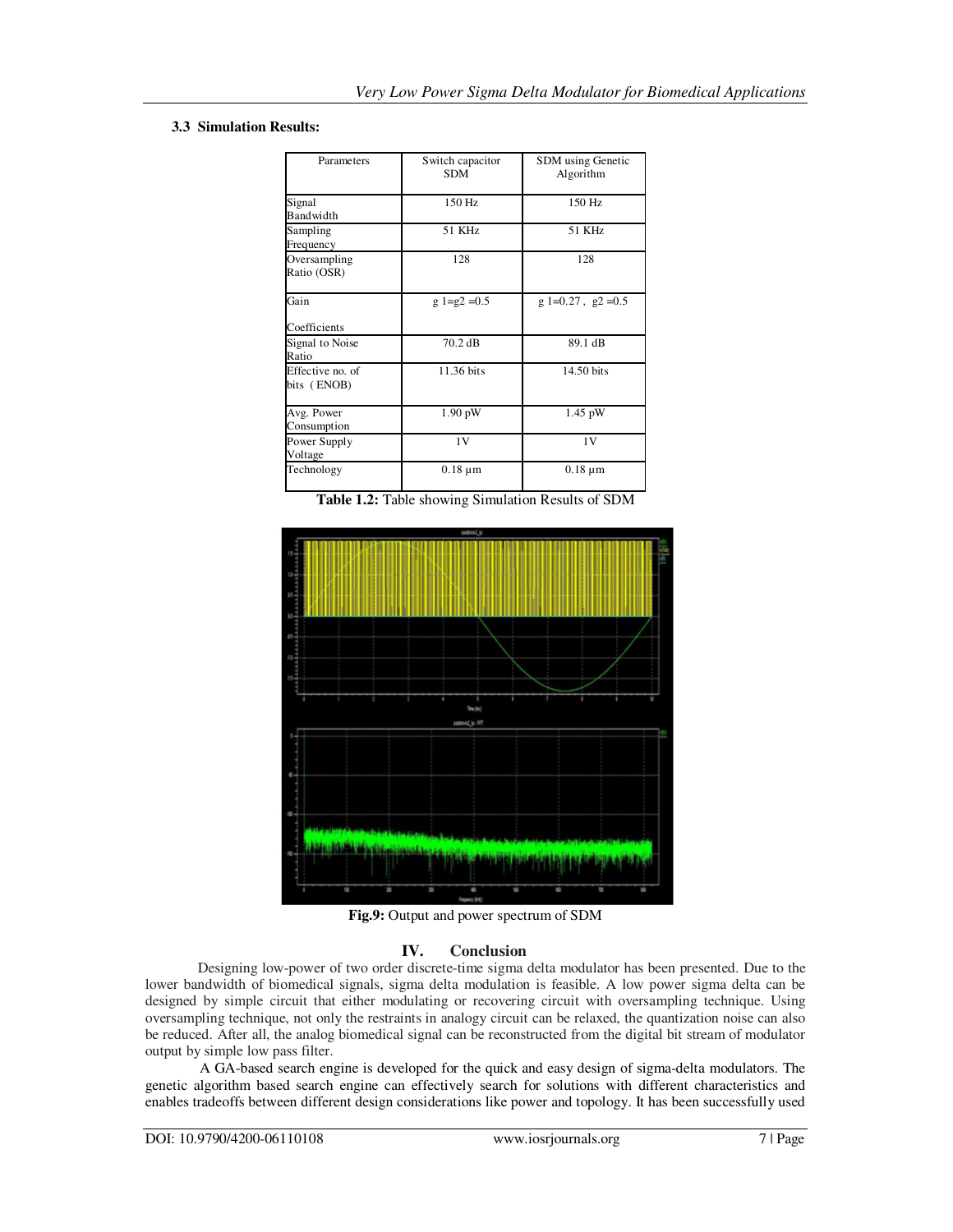### 3.3 Simulation Results:

| Parameters | Switch capacitor SDM | SDM using Genetic Algorithm |
|---|---|---|
| Signal Bandwidth | 150 Hz | 150 Hz |
| Sampling Frequency | 51 KHz | 51 KHz |
| Oversampling Ratio (OSR) | 128 | 128 |
| Gain Coefficients | g 1=g2 =0.5 | g 1=0.27 , g2 =0.5 |
| Signal to Noise Ratio | 70.2 dB | 89.1 dB |
| Effective no. of bits ( ENOB) | 11.36 bits | 14.50 bits |
| Avg. Power Consumption | 1.90 pW | 1.45 pW |
| Power Supply Voltage | 1V | 1V |
| Technology | 0.18 µm | 0.18 µm |

**Table 1.2:** Table showing Simulation Results of SDM

**Fig.9:** Output and power spectrum of SDM

## IV. Conclusion

Designing low-power of two order discrete-time sigma delta modulator has been presented. Due to the lower bandwidth of biomedical signals, sigma delta modulation is feasible. A low power sigma delta can be designed by simple circuit that either modulating or recovering circuit with oversampling technique. Using oversampling technique, not only the restraints in analogy circuit can be relaxed, the quantization noise can also be reduced. After all, the analog biomedical signal can be reconstructed from the digital bit stream of modulator output by simple low pass filter.

A GA-based search engine is developed for the quick and easy design of sigma-delta modulators. The genetic algorithm based search engine can effectively search for solutions with different characteristics and enables tradeoffs between different design considerations like power and topology. It has been successfully used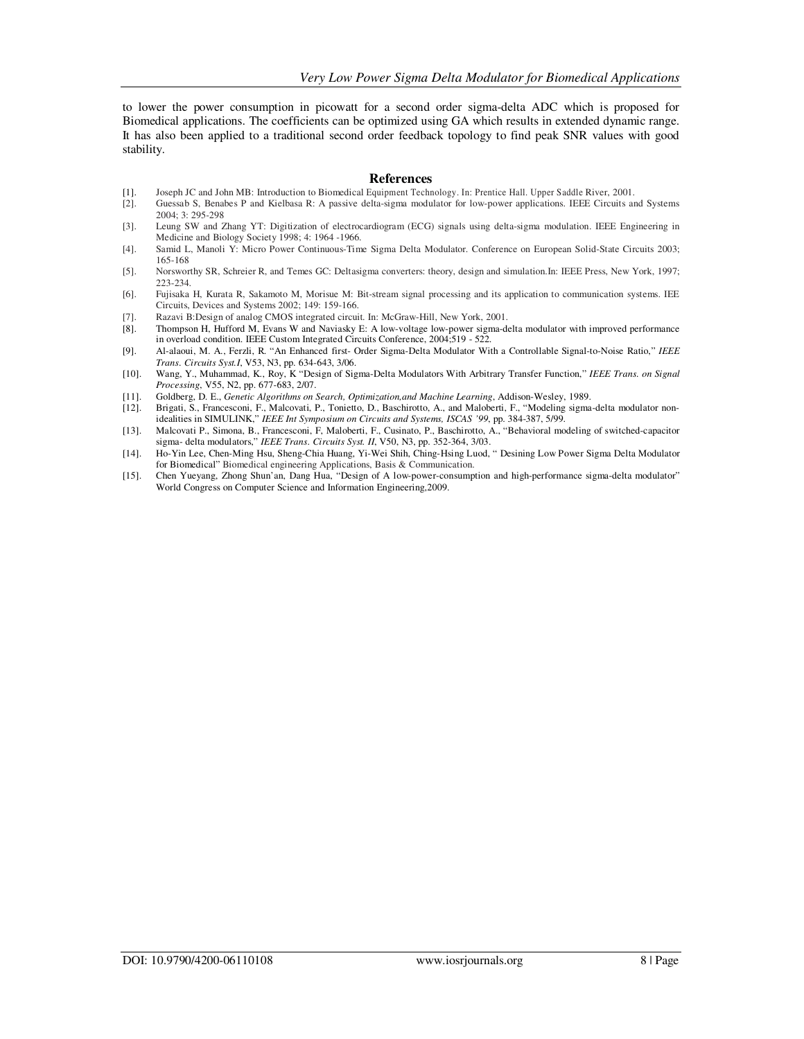to lower the power consumption in picowatt for a second order sigma-delta ADC which is proposed for Biomedical applications. The coefficients can be optimized using GA which results in extended dynamic range. It has also been applied to a traditional second order feedback topology to find peak SNR values with good stability.

## References

[1]. Joseph JC and John MB: Introduction to Biomedical Equipment Technology. In: Prentice Hall. Upper Saddle River, 2001.

[2]. Guessab S, Benabes P and Kielbasa R: A passive delta-sigma modulator for low-power applications. IEEE Circuits and Systems 2004; 3: 295-298

[3]. Leung SW and Zhang YT: Digitization of electrocardiogram (ECG) signals using delta-sigma modulation. IEEE Engineering in Medicine and Biology Society 1998; 4: 1964 -1966.

[4]. Samid L, Manoli Y: Micro Power Continuous-Time Sigma Delta Modulator. Conference on European Solid-State Circuits 2003; 165-168

[5]. Norsworthy SR, Schreier R, and Temes GC: Deltasigma converters: theory, design and simulation.In: IEEE Press, New York, 1997; 223-234.

[6]. Fujisaka H, Kurata R, Sakamoto M, Morisue M: Bit-stream signal processing and its application to communication systems. IEE Circuits, Devices and Systems 2002; 149: 159-166.

[7]. Razavi B:Design of analog CMOS integrated circuit. In: McGraw-Hill, New York, 2001.

[8]. Thompson H, Hufford M, Evans W and Naviasky E: A low-voltage low-power sigma-delta modulator with improved performance in overload condition. IEEE Custom Integrated Circuits Conference, 2004;519 - 522.

[9]. Al-alaoui, M. A., Ferzli, R. "An Enhanced first- Order Sigma-Delta Modulator With a Controllable Signal-to-Noise Ratio," *IEEE Trans. Circuits Syst.I*, V53, N3, pp. 634-643, 3/06.

[10]. Wang, Y., Muhammad, K., Roy, K "Design of Sigma-Delta Modulators With Arbitrary Transfer Function," *IEEE Trans. on Signal Processing*, V55, N2, pp. 677-683, 2/07.

[11]. Goldberg, D. E., *Genetic Algorithms on Search, Optimization,and Machine Learning*, Addison-Wesley, 1989.

[12]. Brigati, S., Francesconi, F., Malcovati, P., Tonietto, D., Baschirotto, A., and Maloberti, F., "Modeling sigma-delta modulator non-idealities in SIMULINK," *IEEE Int Symposium on Circuits and Systems, ISCAS '99*, pp. 384-387, 5/99.

[13]. Malcovati P., Simona, B., Francesconi, F, Maloberti, F., Cusinato, P., Baschirotto, A., "Behavioral modeling of switched-capacitor sigma- delta modulators," *IEEE Trans. Circuits Syst. II*, V50, N3, pp. 352-364, 3/03.

[14]. Ho-Yin Lee, Chen-Ming Hsu, Sheng-Chia Huang, Yi-Wei Shih, Ching-Hsing Luod, " Desining Low Power Sigma Delta Modulator for Biomedical" Biomedical engineering Applications, Basis & Communication.

[15]. Chen Yueyang, Zhong Shun'an, Dang Hua, "Design of A low-power-consumption and high-performance sigma-delta modulator" World Congress on Computer Science and Information Engineering,2009.